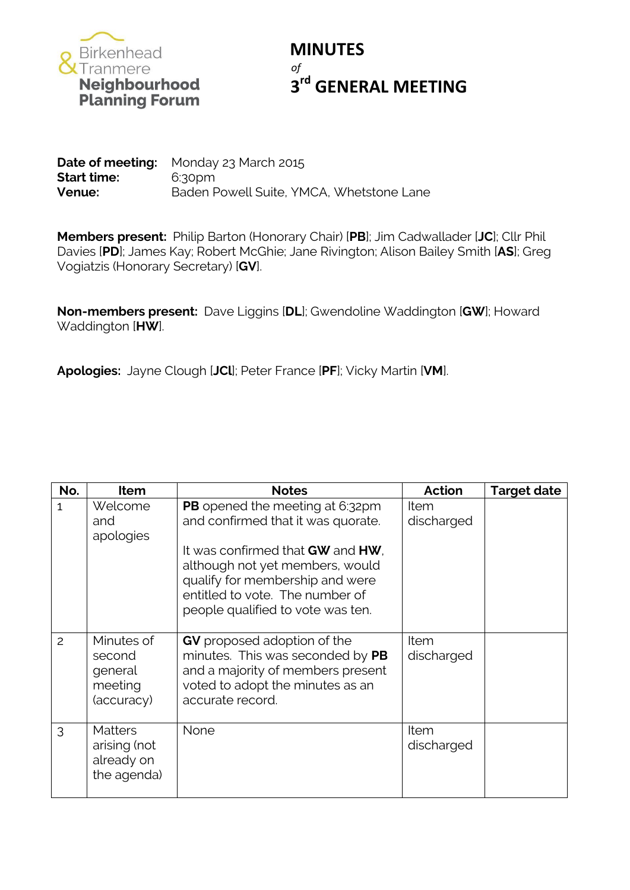Birkenhead & Tranmere Neighbourhood Planning Forum

# MINUTES

*of*

# 3rd GENERAL MEETING

**Date of meeting:** Monday 23 March 2015
**Start time:** 6:30pm
**Venue:** Baden Powell Suite, YMCA, Whetstone Lane

**Members present:** Philip Barton (Honorary Chair) [**PB**]; Jim Cadwallader [**JC**]; Cllr Phil Davies [**PD**]; James Kay; Robert McGhie; Jane Rivington; Alison Bailey Smith [**AS**]; Greg Vogiatzis (Honorary Secretary) [**GV**].

**Non-members present:** Dave Liggins [**DL**]; Gwendoline Waddington [**GW**]; Howard Waddington [**HW**].

**Apologies:** Jayne Clough [**JCl**]; Peter France [**PF**]; Vicky Martin [**VM**].

| No. | Item | Notes | Action | Target date |
|---|---|---|---|---|
| 1 | Welcome and apologies | **PB** opened the meeting at 6:32pm and confirmed that it was quorate.<br><br>It was confirmed that **GW** and **HW**, although not yet members, would qualify for membership and were entitled to vote. The number of people qualified to vote was ten. | Item discharged | |
| 2 | Minutes of second general meeting (accuracy) | **GV** proposed adoption of the minutes. This was seconded by **PB** and a majority of members present voted to adopt the minutes as an accurate record. | Item discharged | |
| 3 | Matters arising (not already on the agenda) | None | Item discharged | |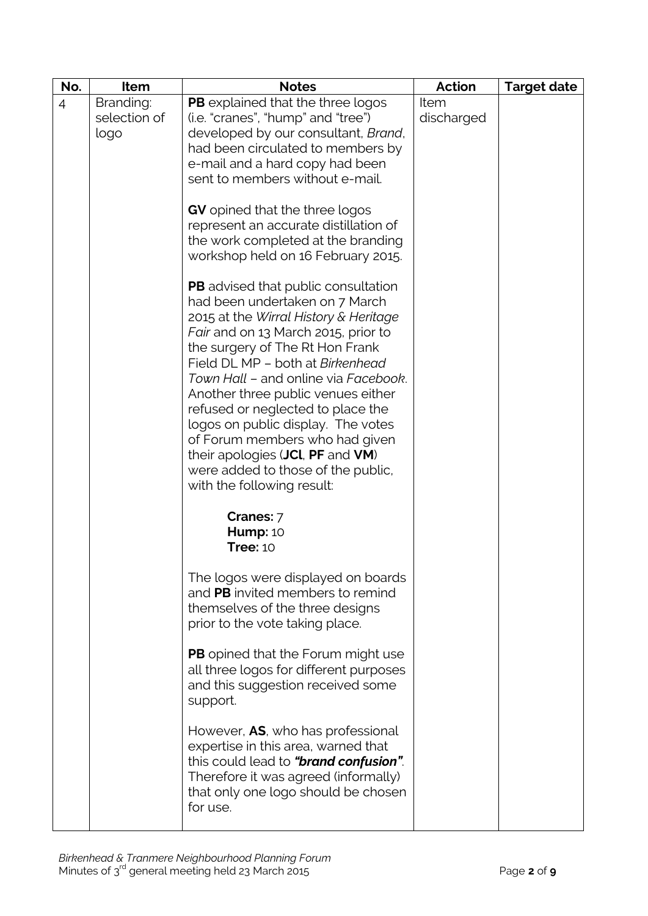| No. | Item | Notes | Action | Target date |
|---|---|---|---|---|
| 4 | Branding: selection of logo | **PB** explained that the three logos (i.e. "cranes", "hump" and "tree") developed by our consultant, *Brand*, had been circulated to members by e-mail and a hard copy had been sent to members without e-mail.<br><br>**GV** opined that the three logos represent an accurate distillation of the work completed at the branding workshop held on 16 February 2015.<br><br>**PB** advised that public consultation had been undertaken on 7 March 2015 at the *Wirral History & Heritage Fair* and on 13 March 2015, prior to the surgery of The Rt Hon Frank Field DL MP – both at *Birkenhead Town Hall* – and online via *Facebook*. Another three public venues either refused or neglected to place the logos on public display. The votes of Forum members who had given their apologies (**JCl**, **PF** and **VM**) were added to those of the public, with the following result:<br><br>**Cranes:** 7<br>**Hump:** 10<br>**Tree:** 10<br><br>The logos were displayed on boards and **PB** invited members to remind themselves of the three designs prior to the vote taking place.<br><br>**PB** opined that the Forum might use all three logos for different purposes and this suggestion received some support.<br><br>However, **AS**, who has professional expertise in this area, warned that this could lead to ***"brand confusion"***. Therefore it was agreed (informally) that only one logo should be chosen for use. | Item discharged | |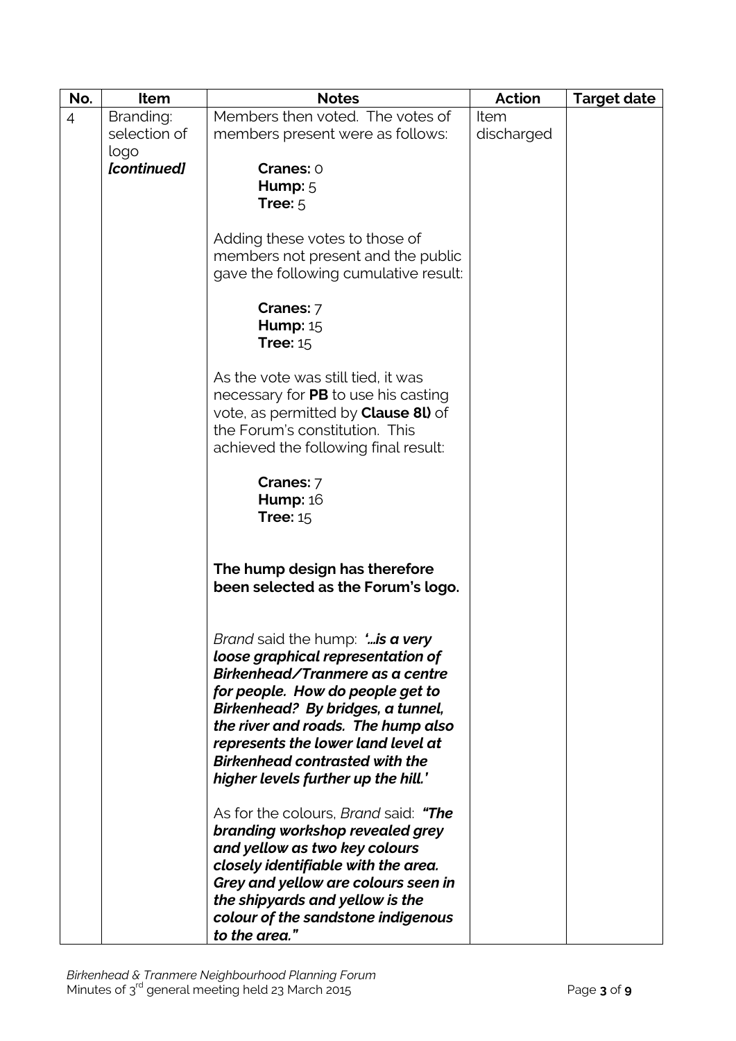| No. | Item | Notes | Action | Target date |
|---|---|---|---|---|
| 4 | Branding: selection of logo ***[continued]*** | Members then voted. The votes of members present were as follows:<br><br>**Cranes:** 0<br>**Hump:** 5<br>**Tree:** 5<br><br>Adding these votes to those of members not present and the public gave the following cumulative result:<br><br>**Cranes:** 7<br>**Hump:** 15<br>**Tree:** 15<br><br>As the vote was still tied, it was necessary for **PB** to use his casting vote, as permitted by **Clause 8l)** of the Forum's constitution. This achieved the following final result:<br><br>**Cranes:** 7<br>**Hump:** 16<br>**Tree:** 15<br><br>**The hump design has therefore been selected as the Forum's logo.**<br><br>*Brand* said the hump: ***'…is a very loose graphical representation of Birkenhead/Tranmere as a centre for people. How do people get to Birkenhead? By bridges, a tunnel, the river and roads. The hump also represents the lower land level at Birkenhead contrasted with the higher levels further up the hill.'***<br><br>As for the colours, *Brand* said: ***"The branding workshop revealed grey and yellow as two key colours closely identifiable with the area. Grey and yellow are colours seen in the shipyards and yellow is the colour of the sandstone indigenous to the area."*** | Item discharged | |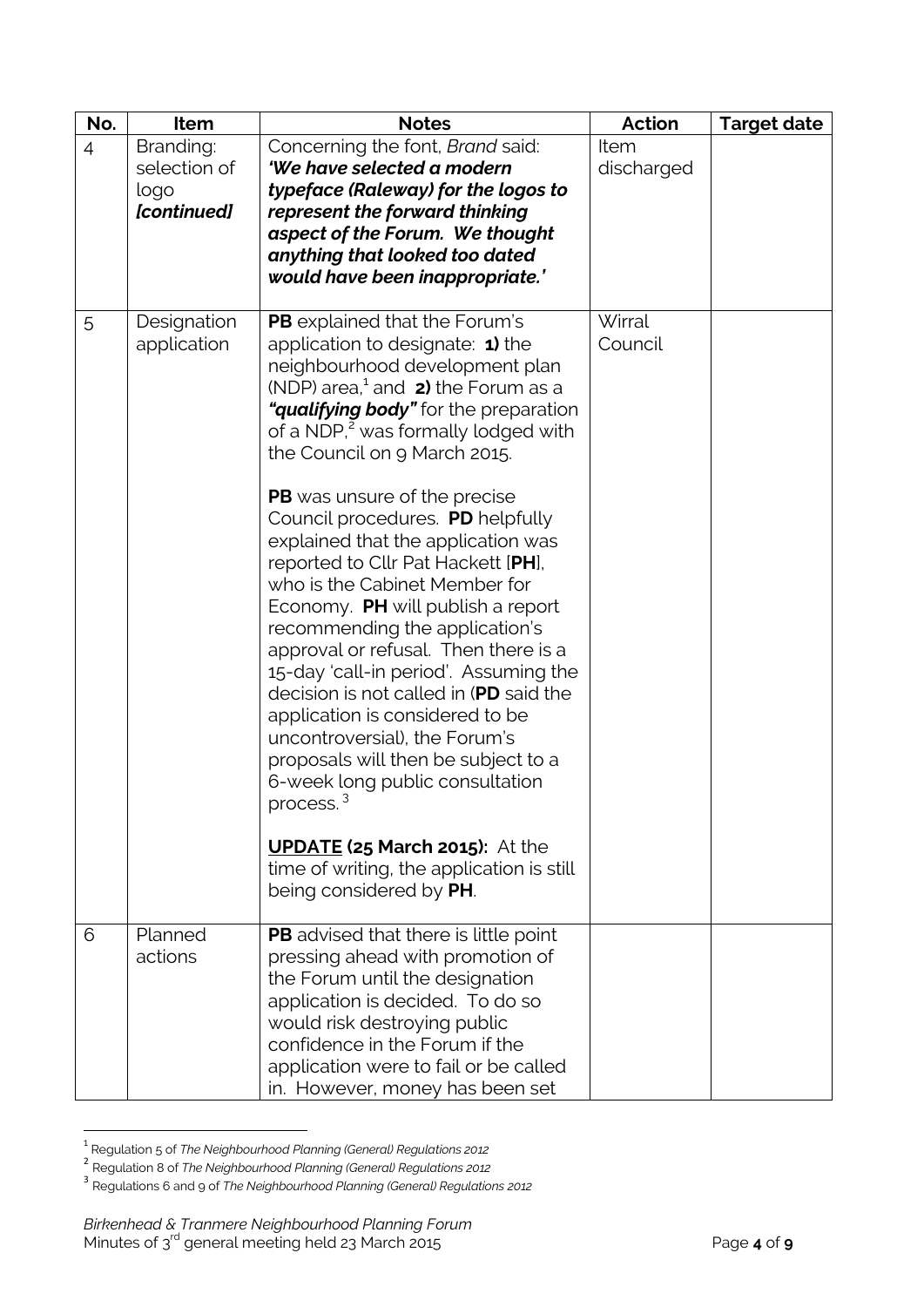| No. | Item | Notes | Action | Target date |
| --- | --- | --- | --- | --- |
| 4 | Branding: selection of logo ***[continued]*** | Concerning the font, *Brand* said: ***'We have selected a modern typeface (Raleway) for the logos to represent the forward thinking aspect of the Forum. We thought anything that looked too dated would have been inappropriate.'*** | Item discharged | |
| 5 | Designation application | **PB** explained that the Forum's application to designate: **1)** the neighbourhood development plan (NDP) area,[1] and **2)** the Forum as a ***"qualifying body"*** for the preparation of a NDP,[2] was formally lodged with the Council on 9 March 2015.<br><br>**PB** was unsure of the precise Council procedures. **PD** helpfully explained that the application was reported to Cllr Pat Hackett [**PH**], who is the Cabinet Member for Economy. **PH** will publish a report recommending the application's approval or refusal. Then there is a 15-day 'call-in period'. Assuming the decision is not called in (**PD** said the application is considered to be uncontroversial), the Forum's proposals will then be subject to a 6-week long public consultation process.[3]<br><br>**<u>UPDATE</u> (25 March 2015):** At the time of writing, the application is still being considered by **PH**. | Wirral Council | |
| 6 | Planned actions | **PB** advised that there is little point pressing ahead with promotion of the Forum until the designation application is decided. To do so would risk destroying public confidence in the Forum if the application were to fail or be called in. However, money has been set | | |

[1] Regulation 5 of *The Neighbourhood Planning (General) Regulations 2012*

[2] Regulation 8 of *The Neighbourhood Planning (General) Regulations 2012*

[3] Regulations 6 and 9 of *The Neighbourhood Planning (General) Regulations 2012*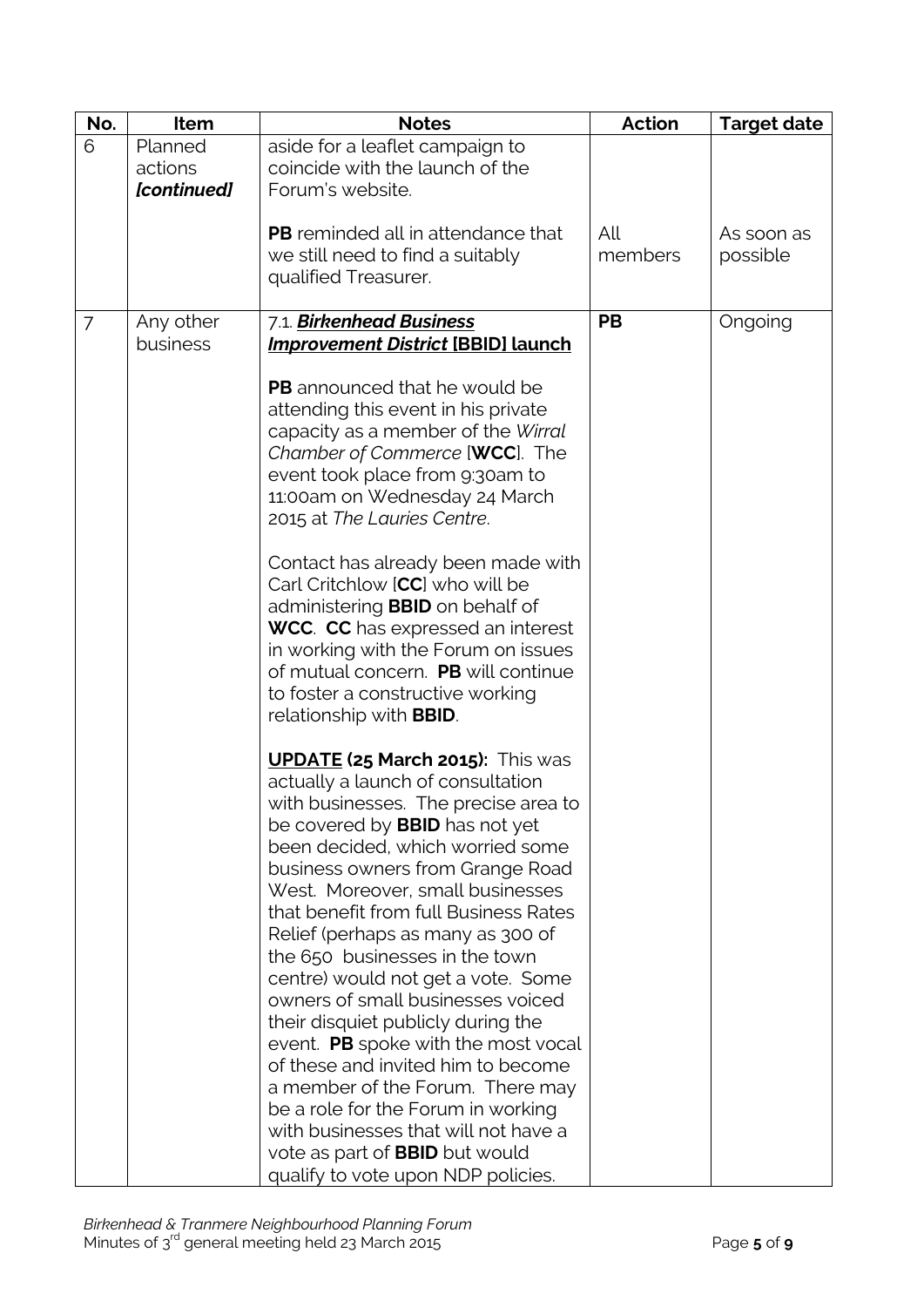| No. | Item | Notes | Action | Target date |
|---|---|---|---|---|
| 6 | Planned actions *[continued]* | aside for a leaflet campaign to coincide with the launch of the Forum's website. | | |
| | | **PB** reminded all in attendance that we still need to find a suitably qualified Treasurer. | All members | As soon as possible |
| 7 | Any other business | 7.1. ***Birkenhead Business Improvement District* [BBID] launch**<br><br>**PB** announced that he would be attending this event in his private capacity as a member of the *Wirral Chamber of Commerce* [**WCC**]. The event took place from 9:30am to 11:00am on Wednesday 24 March 2015 at *The Lauries Centre*.<br><br>Contact has already been made with Carl Critchlow [**CC**] who will be administering **BBID** on behalf of **WCC**. **CC** has expressed an interest in working with the Forum on issues of mutual concern. **PB** will continue to foster a constructive working relationship with **BBID**.<br><br>**UPDATE (25 March 2015):** This was actually a launch of consultation with businesses. The precise area to be covered by **BBID** has not yet been decided, which worried some business owners from Grange Road West. Moreover, small businesses that benefit from full Business Rates Relief (perhaps as many as 300 of the 650 businesses in the town centre) would not get a vote. Some owners of small businesses voiced their disquiet publicly during the event. **PB** spoke with the most vocal of these and invited him to become a member of the Forum. There may be a role for the Forum in working with businesses that will not have a vote as part of **BBID** but would qualify to vote upon NDP policies. | **PB** | Ongoing |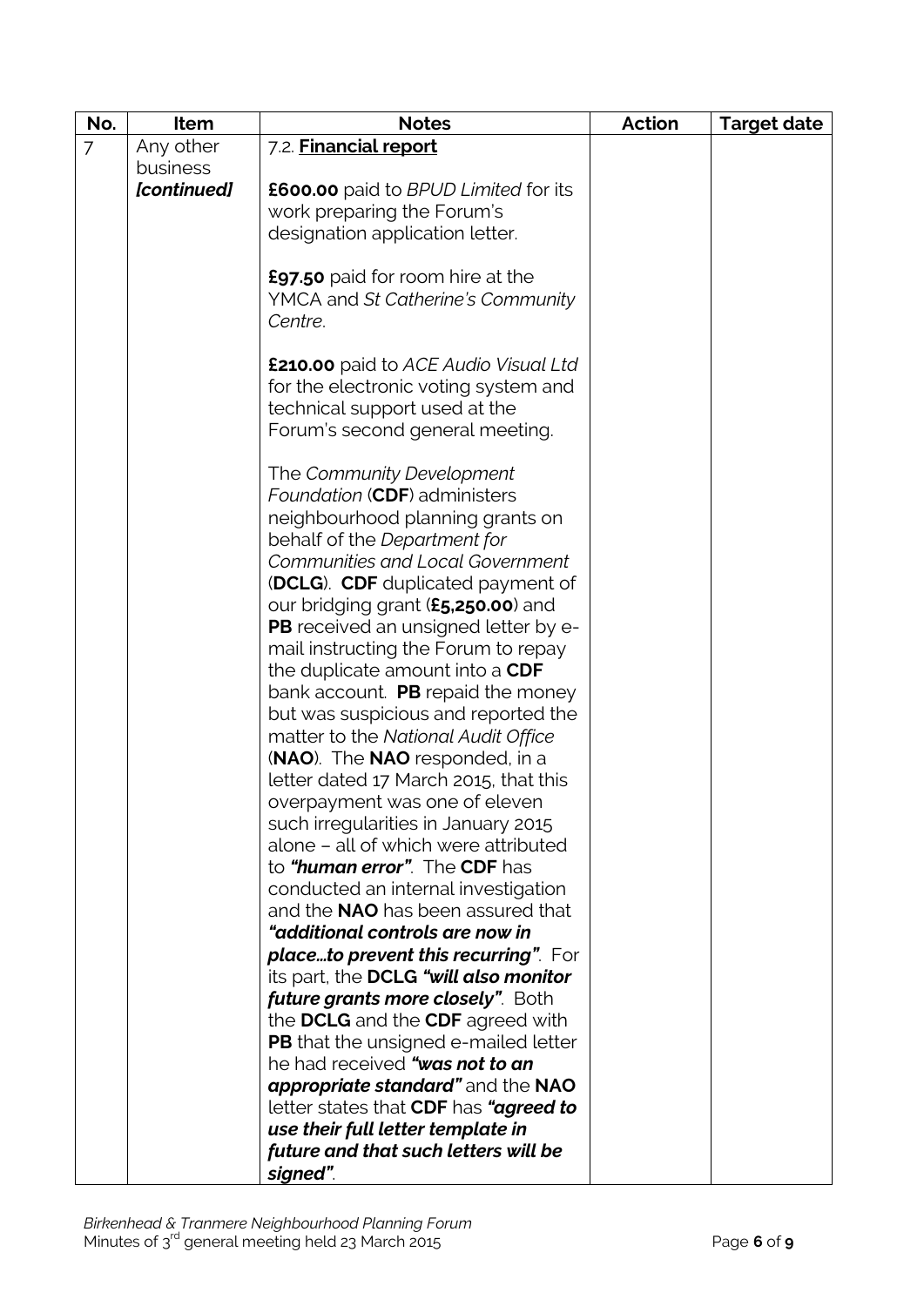| No. | Item | Notes | Action | Target date |
| --- | --- | --- | --- | --- |
| 7 | Any other business ***[continued]*** | 7.2. **<u>Financial report</u>**<br><br>**£600.00** paid to *BPUD Limited* for its work preparing the Forum's designation application letter.<br><br>**£97.50** paid for room hire at the YMCA and *St Catherine's Community Centre*.<br><br>**£210.00** paid to *ACE Audio Visual Ltd* for the electronic voting system and technical support used at the Forum's second general meeting.<br><br>The *Community Development Foundation* (**CDF**) administers neighbourhood planning grants on behalf of the *Department for Communities and Local Government* (**DCLG**). **CDF** duplicated payment of our bridging grant (**£5,250.00**) and **PB** received an unsigned letter by e-mail instructing the Forum to repay the duplicate amount into a **CDF** bank account. **PB** repaid the money but was suspicious and reported the matter to the *National Audit Office* (**NAO**). The **NAO** responded, in a letter dated 17 March 2015, that this overpayment was one of eleven such irregularities in January 2015 alone – all of which were attributed to ***"human error"***. The **CDF** has conducted an internal investigation and the **NAO** has been assured that ***"additional controls are now in place…to prevent this recurring"***. For its part, the **DCLG *"will also monitor future grants more closely"***. Both the **DCLG** and the **CDF** agreed with **PB** that the unsigned e-mailed letter he had received ***"was not to an appropriate standard"*** and the **NAO** letter states that **CDF** has ***"agreed to use their full letter template in future and that such letters will be signed"***. | | |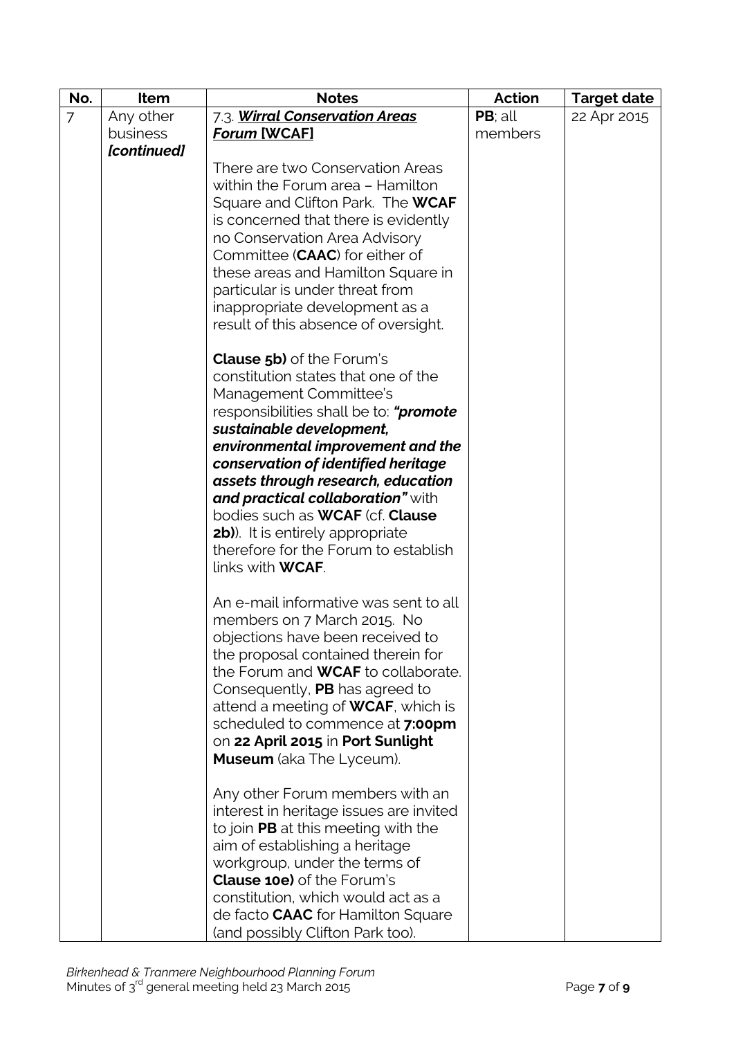| No. | Item | Notes | Action | Target date |
| --- | --- | --- | --- | --- |
| 7 | Any other business ***[continued]*** | 7.3. ***Wirral Conservation Areas Forum* [WCAF]**<br><br>There are two Conservation Areas within the Forum area – Hamilton Square and Clifton Park. The **WCAF** is concerned that there is evidently no Conservation Area Advisory Committee (**CAAC**) for either of these areas and Hamilton Square in particular is under threat from inappropriate development as a result of this absence of oversight.<br><br>**Clause 5b)** of the Forum's constitution states that one of the Management Committee's responsibilities shall be to: ***"promote sustainable development, environmental improvement and the conservation of identified heritage assets through research, education and practical collaboration"*** with bodies such as **WCAF** (cf. **Clause 2b)**). It is entirely appropriate therefore for the Forum to establish links with **WCAF**.<br><br>An e-mail informative was sent to all members on 7 March 2015. No objections have been received to the proposal contained therein for the Forum and **WCAF** to collaborate. Consequently, **PB** has agreed to attend a meeting of **WCAF**, which is scheduled to commence at **7:00pm** on **22 April 2015** in **Port Sunlight Museum** (aka The Lyceum).<br><br>Any other Forum members with an interest in heritage issues are invited to join **PB** at this meeting with the aim of establishing a heritage workgroup, under the terms of **Clause 10e)** of the Forum's constitution, which would act as a de facto **CAAC** for Hamilton Square (and possibly Clifton Park too). | **PB**; all members | 22 Apr 2015 |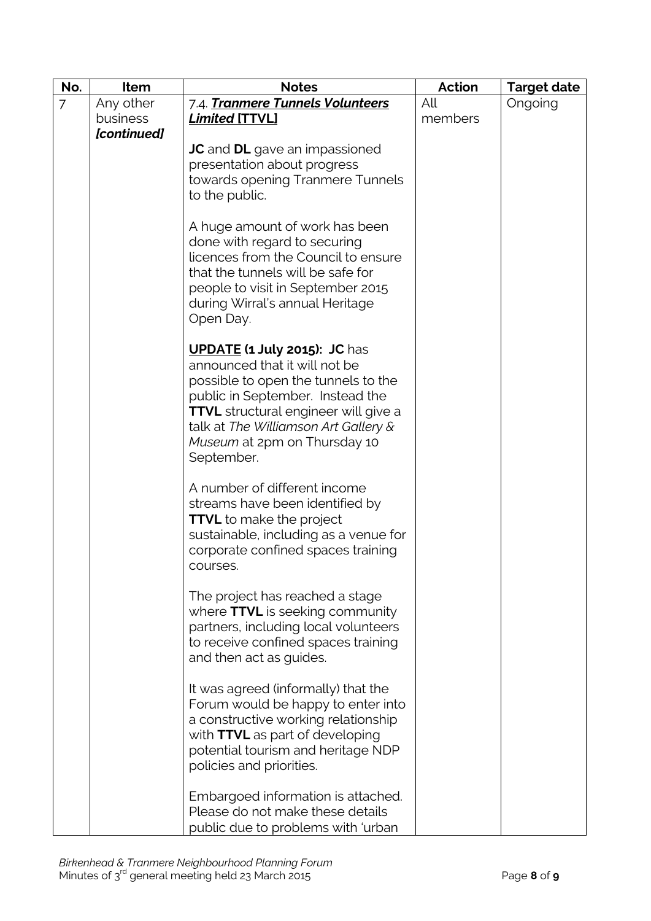| No. | Item | Notes | Action | Target date |
|---|---|---|---|---|
| 7 | Any other business ***[continued]*** | 7.4. ***<u>Tranmere Tunnels Volunteers Limited</u>* <u>[TTVL]</u>**<br><br>**JC** and **DL** gave an impassioned presentation about progress towards opening Tranmere Tunnels to the public.<br><br>A huge amount of work has been done with regard to securing licences from the Council to ensure that the tunnels will be safe for people to visit in September 2015 during Wirral's annual Heritage Open Day.<br><br>**<u>UPDATE</u> (1 July 2015): JC** has announced that it will not be possible to open the tunnels to the public in September. Instead the **TTVL** structural engineer will give a talk at *The Williamson Art Gallery & Museum* at 2pm on Thursday 10 September.<br><br>A number of different income streams have been identified by **TTVL** to make the project sustainable, including as a venue for corporate confined spaces training courses.<br><br>The project has reached a stage where **TTVL** is seeking community partners, including local volunteers to receive confined spaces training and then act as guides.<br><br>It was agreed (informally) that the Forum would be happy to enter into a constructive working relationship with **TTVL** as part of developing potential tourism and heritage NDP policies and priorities.<br><br>Embargoed information is attached. Please do not make these details public due to problems with 'urban | All members | Ongoing |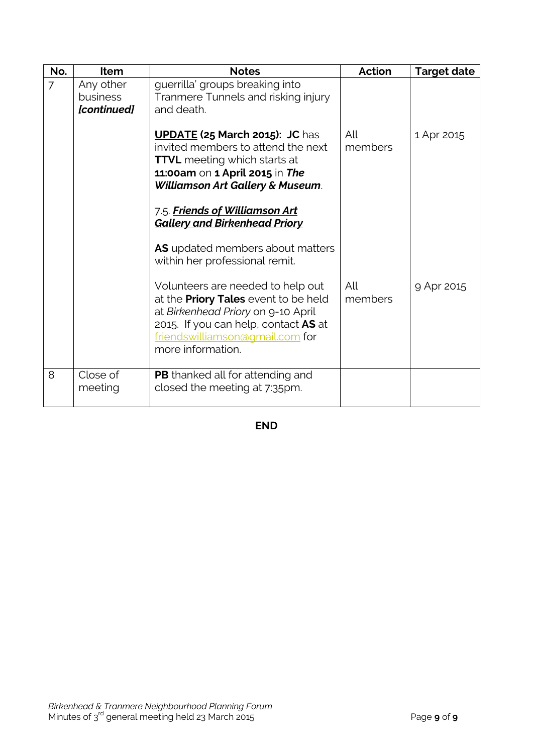| No. | Item | Notes | Action | Target date |
|---|---|---|---|---|
| 7 | Any other business ***[continued]*** | guerrilla' groups breaking into Tranmere Tunnels and risking injury and death. | | |
| | | **UPDATE (25 March 2015): JC** has invited members to attend the next **TTVL** meeting which starts at **11:00am** on **1 April 2015** in ***The Williamson Art Gallery & Museum***. | All members | 1 Apr 2015 |
| | | 7.5. ***Friends of Williamson Art Gallery and Birkenhead Priory*** | | |
| | | **AS** updated members about matters within her professional remit. | | |
| | | Volunteers are needed to help out at the **Priory Tales** event to be held at *Birkenhead Priory* on 9-10 April 2015. If you can help, contact **AS** at friendswilliamson@gmail.com for more information. | All members | 9 Apr 2015 |
| 8 | Close of meeting | **PB** thanked all for attending and closed the meeting at 7:35pm. | | |

**END**